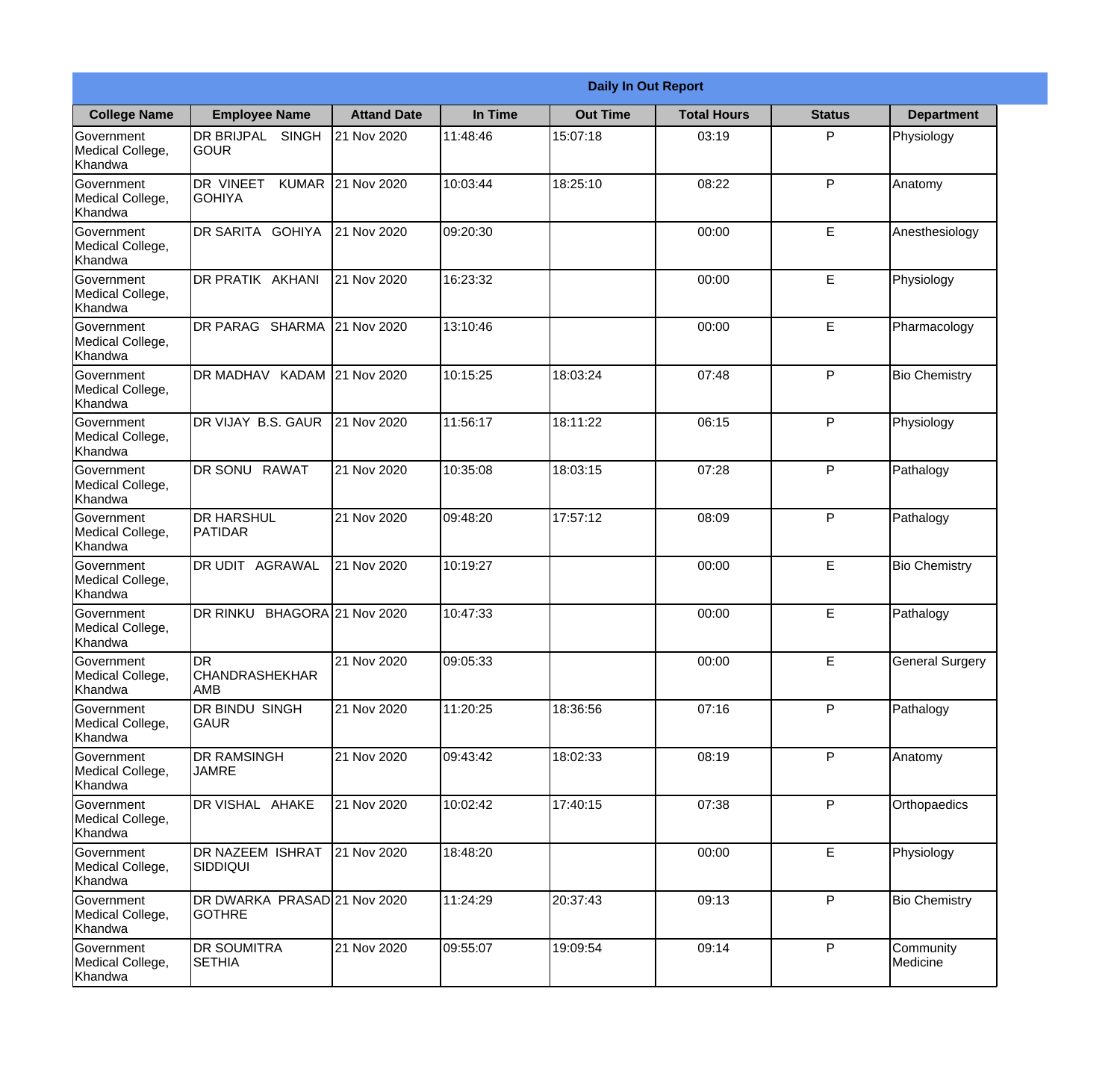| Daily In Out Report | | | | | | | |
|---|---|---|---|---|---|---|---|
| **College Name** | **Employee Name** | **Attand Date** | **In Time** | **Out Time** | **Total Hours** | **Status** | **Department** |
| Government Medical College, Khandwa | DR BRIJPAL SINGH GOUR | 21 Nov 2020 | 11:48:46 | 15:07:18 | 03:19 | P | Physiology |
| Government Medical College, Khandwa | DR VINEET KUMAR GOHIYA | 21 Nov 2020 | 10:03:44 | 18:25:10 | 08:22 | P | Anatomy |
| Government Medical College, Khandwa | DR SARITA GOHIYA | 21 Nov 2020 | 09:20:30 | | 00:00 | E | Anesthesiology |
| Government Medical College, Khandwa | DR PRATIK AKHANI | 21 Nov 2020 | 16:23:32 | | 00:00 | E | Physiology |
| Government Medical College, Khandwa | DR PARAG SHARMA | 21 Nov 2020 | 13:10:46 | | 00:00 | E | Pharmacology |
| Government Medical College, Khandwa | DR MADHAV KADAM | 21 Nov 2020 | 10:15:25 | 18:03:24 | 07:48 | P | Bio Chemistry |
| Government Medical College, Khandwa | DR VIJAY B.S. GAUR | 21 Nov 2020 | 11:56:17 | 18:11:22 | 06:15 | P | Physiology |
| Government Medical College, Khandwa | DR SONU RAWAT | 21 Nov 2020 | 10:35:08 | 18:03:15 | 07:28 | P | Pathalogy |
| Government Medical College, Khandwa | DR HARSHUL PATIDAR | 21 Nov 2020 | 09:48:20 | 17:57:12 | 08:09 | P | Pathalogy |
| Government Medical College, Khandwa | DR UDIT AGRAWAL | 21 Nov 2020 | 10:19:27 | | 00:00 | E | Bio Chemistry |
| Government Medical College, Khandwa | DR RINKU BHAGORA | 21 Nov 2020 | 10:47:33 | | 00:00 | E | Pathalogy |
| Government Medical College, Khandwa | DR CHANDRASHEKHAR AMB | 21 Nov 2020 | 09:05:33 | | 00:00 | E | General Surgery |
| Government Medical College, Khandwa | DR BINDU SINGH GAUR | 21 Nov 2020 | 11:20:25 | 18:36:56 | 07:16 | P | Pathalogy |
| Government Medical College, Khandwa | DR RAMSINGH JAMRE | 21 Nov 2020 | 09:43:42 | 18:02:33 | 08:19 | P | Anatomy |
| Government Medical College, Khandwa | DR VISHAL AHAKE | 21 Nov 2020 | 10:02:42 | 17:40:15 | 07:38 | P | Orthopaedics |
| Government Medical College, Khandwa | DR NAZEEM ISHRAT SIDDIQUI | 21 Nov 2020 | 18:48:20 | | 00:00 | E | Physiology |
| Government Medical College, Khandwa | DR DWARKA PRASAD GOTHRE | 21 Nov 2020 | 11:24:29 | 20:37:43 | 09:13 | P | Bio Chemistry |
| Government Medical College, Khandwa | DR SOUMITRA SETHIA | 21 Nov 2020 | 09:55:07 | 19:09:54 | 09:14 | P | Community Medicine |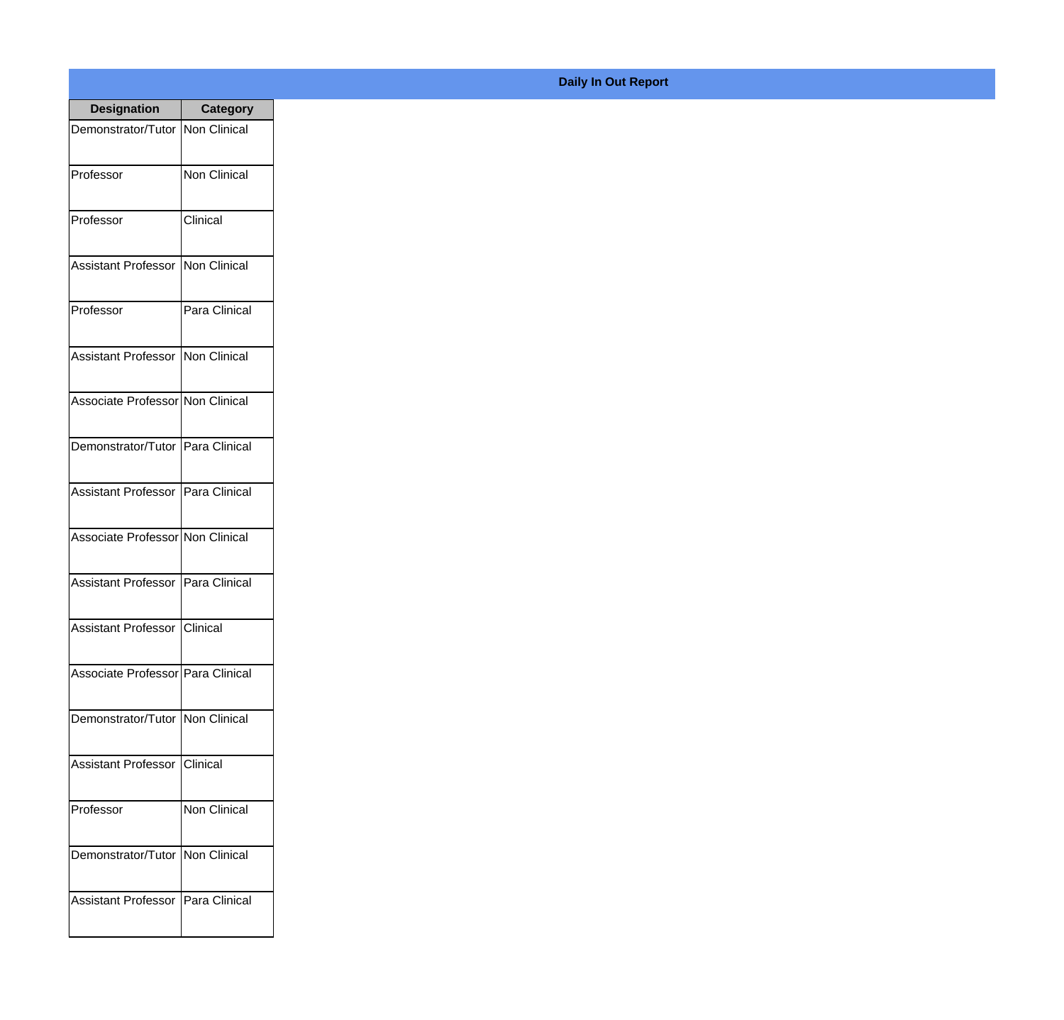**Daily In Out Report**

| Designation | Category |
| --- | --- |
| Demonstrator/Tutor | Non Clinical |
| Professor | Non Clinical |
| Professor | Clinical |
| Assistant Professor | Non Clinical |
| Professor | Para Clinical |
| Assistant Professor | Non Clinical |
| Associate Professor | Non Clinical |
| Demonstrator/Tutor | Para Clinical |
| Assistant Professor | Para Clinical |
| Associate Professor | Non Clinical |
| Assistant Professor | Para Clinical |
| Assistant Professor | Clinical |
| Associate Professor | Para Clinical |
| Demonstrator/Tutor | Non Clinical |
| Assistant Professor | Clinical |
| Professor | Non Clinical |
| Demonstrator/Tutor | Non Clinical |
| Assistant Professor | Para Clinical |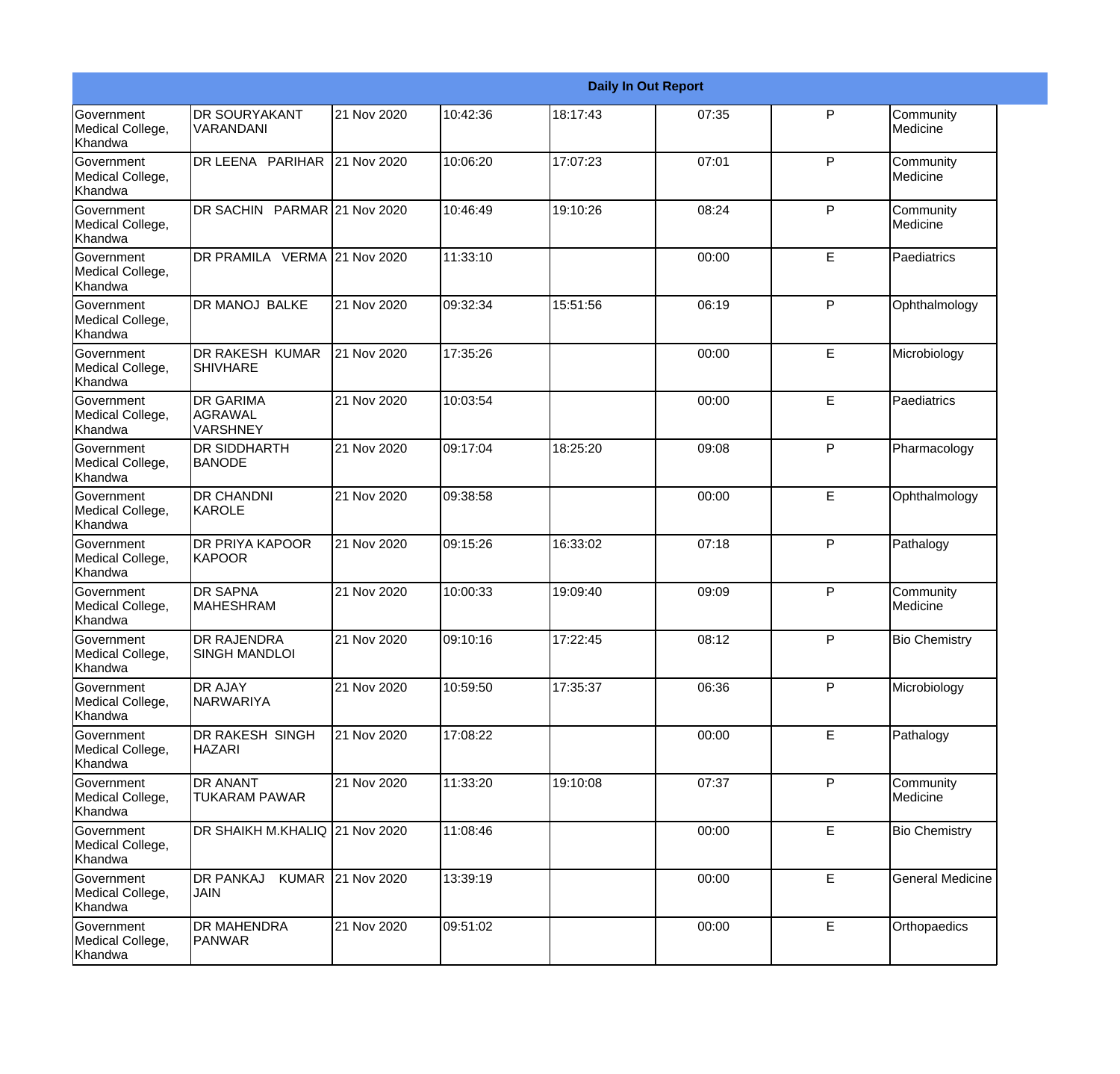| Daily In Out Report | | | | | | | |
|---|---|---|---|---|---|---|---|
| Government Medical College, Khandwa | DR SOURYAKANT VARANDANI | 21 Nov 2020 | 10:42:36 | 18:17:43 | 07:35 | P | Community Medicine |
| Government Medical College, Khandwa | DR LEENA PARIHAR | 21 Nov 2020 | 10:06:20 | 17:07:23 | 07:01 | P | Community Medicine |
| Government Medical College, Khandwa | DR SACHIN PARMAR | 21 Nov 2020 | 10:46:49 | 19:10:26 | 08:24 | P | Community Medicine |
| Government Medical College, Khandwa | DR PRAMILA VERMA | 21 Nov 2020 | 11:33:10 | | 00:00 | E | Paediatrics |
| Government Medical College, Khandwa | DR MANOJ BALKE | 21 Nov 2020 | 09:32:34 | 15:51:56 | 06:19 | P | Ophthalmology |
| Government Medical College, Khandwa | DR RAKESH KUMAR SHIVHARE | 21 Nov 2020 | 17:35:26 | | 00:00 | E | Microbiology |
| Government Medical College, Khandwa | DR GARIMA AGRAWAL VARSHNEY | 21 Nov 2020 | 10:03:54 | | 00:00 | E | Paediatrics |
| Government Medical College, Khandwa | DR SIDDHARTH BANODE | 21 Nov 2020 | 09:17:04 | 18:25:20 | 09:08 | P | Pharmacology |
| Government Medical College, Khandwa | DR CHANDNI KAROLE | 21 Nov 2020 | 09:38:58 | | 00:00 | E | Ophthalmology |
| Government Medical College, Khandwa | DR PRIYA KAPOOR KAPOOR | 21 Nov 2020 | 09:15:26 | 16:33:02 | 07:18 | P | Pathalogy |
| Government Medical College, Khandwa | DR SAPNA MAHESHRAM | 21 Nov 2020 | 10:00:33 | 19:09:40 | 09:09 | P | Community Medicine |
| Government Medical College, Khandwa | DR RAJENDRA SINGH MANDLOI | 21 Nov 2020 | 09:10:16 | 17:22:45 | 08:12 | P | Bio Chemistry |
| Government Medical College, Khandwa | DR AJAY NARWARIYA | 21 Nov 2020 | 10:59:50 | 17:35:37 | 06:36 | P | Microbiology |
| Government Medical College, Khandwa | DR RAKESH SINGH HAZARI | 21 Nov 2020 | 17:08:22 | | 00:00 | E | Pathalogy |
| Government Medical College, Khandwa | DR ANANT TUKARAM PAWAR | 21 Nov 2020 | 11:33:20 | 19:10:08 | 07:37 | P | Community Medicine |
| Government Medical College, Khandwa | DR SHAIKH M.KHALIQ | 21 Nov 2020 | 11:08:46 | | 00:00 | E | Bio Chemistry |
| Government Medical College, Khandwa | DR PANKAJ KUMAR JAIN | 21 Nov 2020 | 13:39:19 | | 00:00 | E | General Medicine |
| Government Medical College, Khandwa | DR MAHENDRA PANWAR | 21 Nov 2020 | 09:51:02 | | 00:00 | E | Orthopaedics |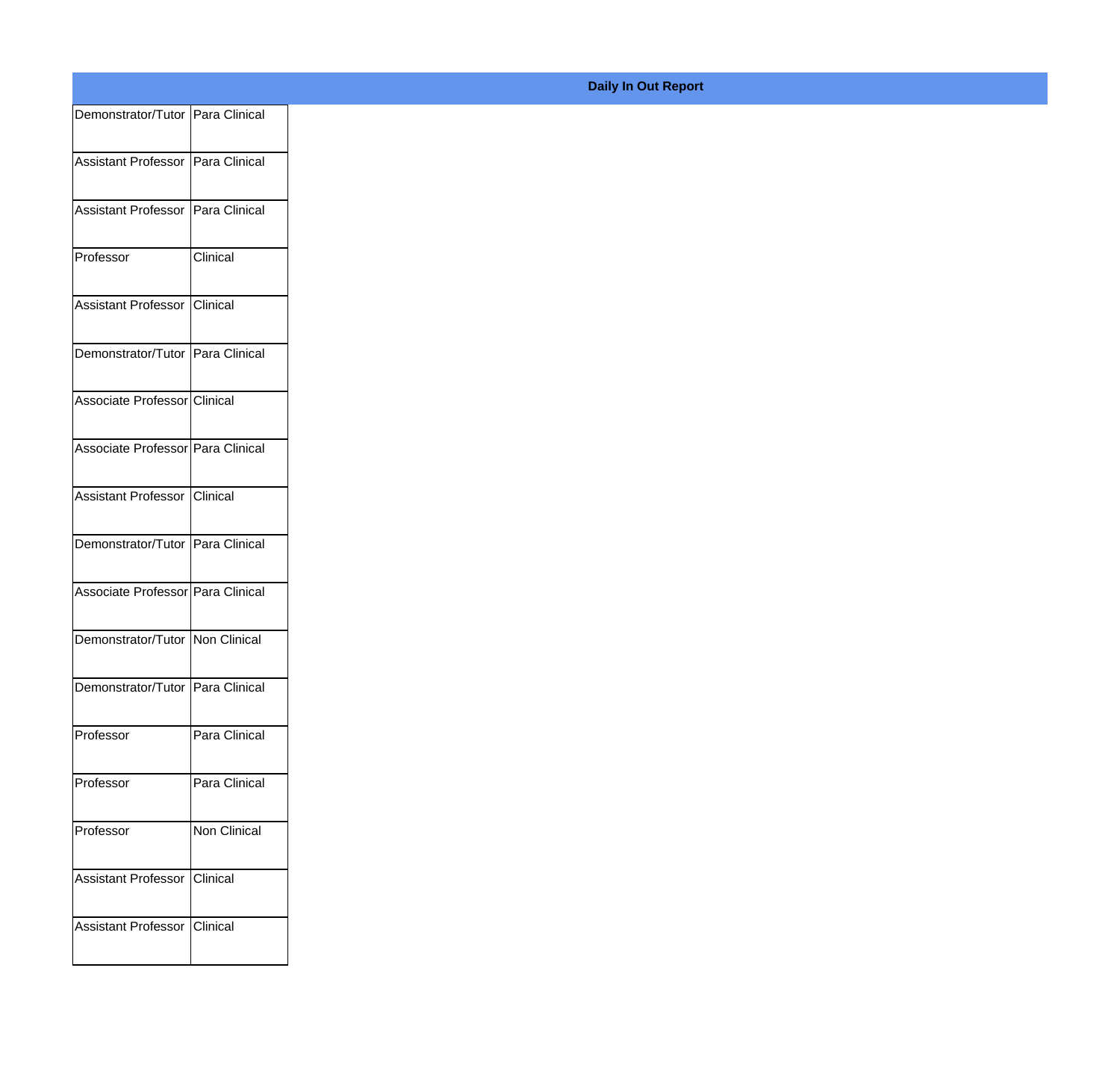**Daily In Out Report**

| | |
|---|---|
| Demonstrator/Tutor | Para Clinical |
| Assistant Professor | Para Clinical |
| Assistant Professor | Para Clinical |
| Professor | Clinical |
| Assistant Professor | Clinical |
| Demonstrator/Tutor | Para Clinical |
| Associate Professor | Clinical |
| Associate Professor | Para Clinical |
| Assistant Professor | Clinical |
| Demonstrator/Tutor | Para Clinical |
| Associate Professor | Para Clinical |
| Demonstrator/Tutor | Non Clinical |
| Demonstrator/Tutor | Para Clinical |
| Professor | Para Clinical |
| Professor | Para Clinical |
| Professor | Non Clinical |
| Assistant Professor | Clinical |
| Assistant Professor | Clinical |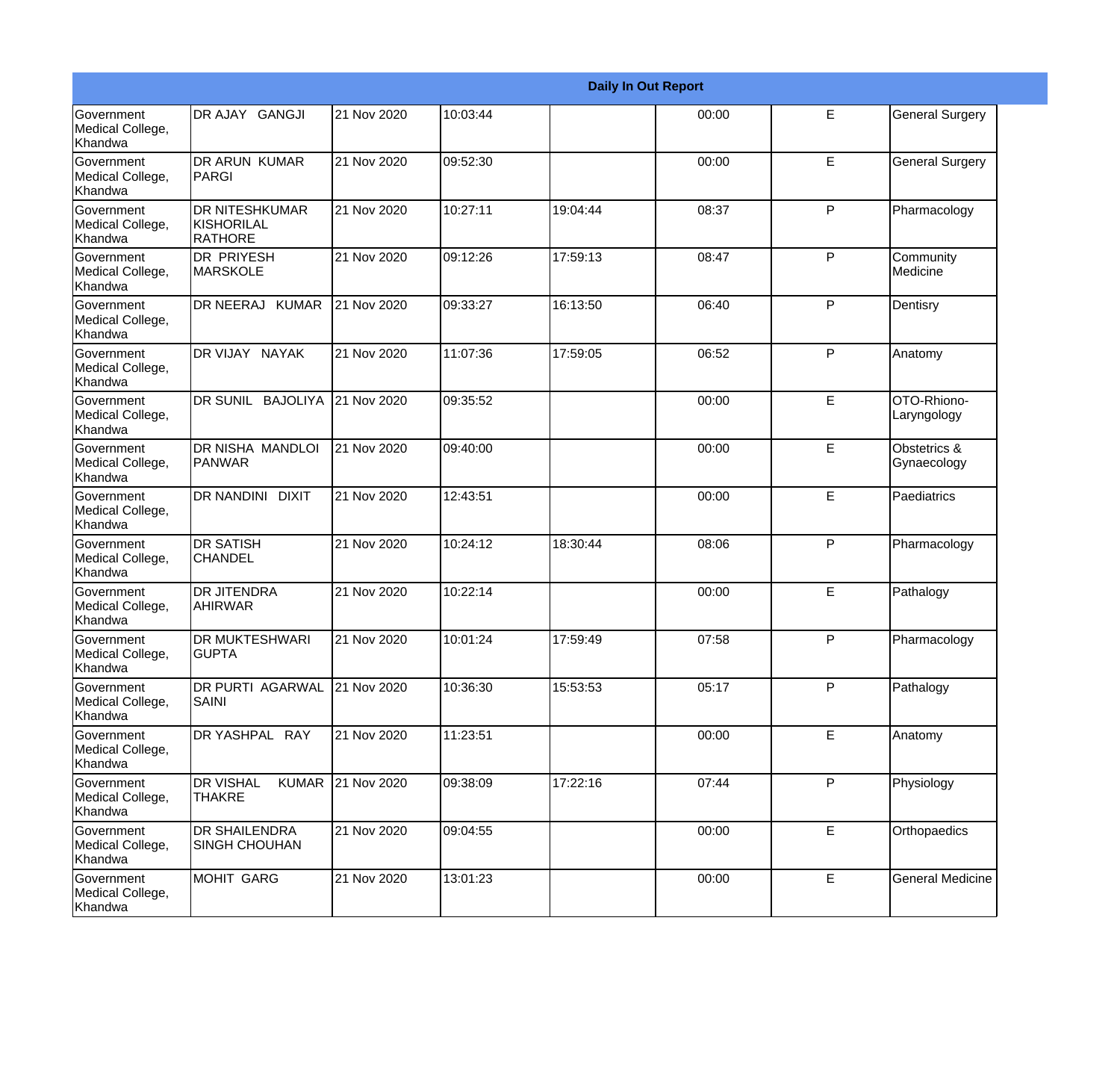| Daily In Out Report | | | | | | | |
|---|---|---|---|---|---|---|---|
| Government Medical College, Khandwa | DR AJAY GANGJI | 21 Nov 2020 | 10:03:44 | | 00:00 | E | General Surgery |
| Government Medical College, Khandwa | DR ARUN KUMAR PARGI | 21 Nov 2020 | 09:52:30 | | 00:00 | E | General Surgery |
| Government Medical College, Khandwa | DR NITESHKUMAR KISHORILAL RATHORE | 21 Nov 2020 | 10:27:11 | 19:04:44 | 08:37 | P | Pharmacology |
| Government Medical College, Khandwa | DR PRIYESH MARSKOLE | 21 Nov 2020 | 09:12:26 | 17:59:13 | 08:47 | P | Community Medicine |
| Government Medical College, Khandwa | DR NEERAJ KUMAR | 21 Nov 2020 | 09:33:27 | 16:13:50 | 06:40 | P | Dentisry |
| Government Medical College, Khandwa | DR VIJAY NAYAK | 21 Nov 2020 | 11:07:36 | 17:59:05 | 06:52 | P | Anatomy |
| Government Medical College, Khandwa | DR SUNIL BAJOLIYA | 21 Nov 2020 | 09:35:52 | | 00:00 | E | OTO-Rhiono-Laryngology |
| Government Medical College, Khandwa | DR NISHA MANDLOI PANWAR | 21 Nov 2020 | 09:40:00 | | 00:00 | E | Obstetrics & Gynaecology |
| Government Medical College, Khandwa | DR NANDINI DIXIT | 21 Nov 2020 | 12:43:51 | | 00:00 | E | Paediatrics |
| Government Medical College, Khandwa | DR SATISH CHANDEL | 21 Nov 2020 | 10:24:12 | 18:30:44 | 08:06 | P | Pharmacology |
| Government Medical College, Khandwa | DR JITENDRA AHIRWAR | 21 Nov 2020 | 10:22:14 | | 00:00 | E | Pathalogy |
| Government Medical College, Khandwa | DR MUKTESHWARI GUPTA | 21 Nov 2020 | 10:01:24 | 17:59:49 | 07:58 | P | Pharmacology |
| Government Medical College, Khandwa | DR PURTI AGARWAL SAINI | 21 Nov 2020 | 10:36:30 | 15:53:53 | 05:17 | P | Pathalogy |
| Government Medical College, Khandwa | DR YASHPAL RAY | 21 Nov 2020 | 11:23:51 | | 00:00 | E | Anatomy |
| Government Medical College, Khandwa | DR VISHAL KUMAR THAKRE | 21 Nov 2020 | 09:38:09 | 17:22:16 | 07:44 | P | Physiology |
| Government Medical College, Khandwa | DR SHAILENDRA SINGH CHOUHAN | 21 Nov 2020 | 09:04:55 | | 00:00 | E | Orthopaedics |
| Government Medical College, Khandwa | MOHIT GARG | 21 Nov 2020 | 13:01:23 | | 00:00 | E | General Medicine |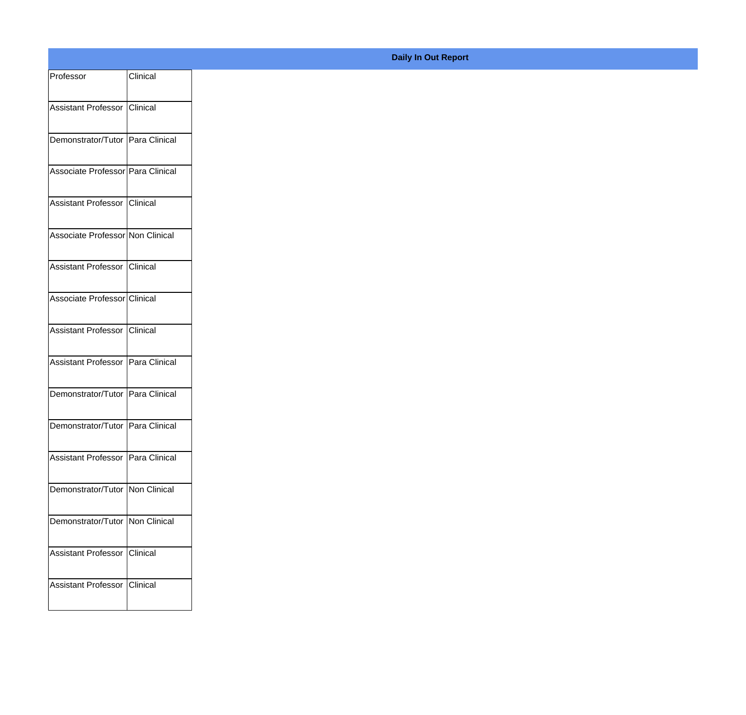**Daily In Out Report**

| | |
|---|---|
| Professor | Clinical |
| Assistant Professor | Clinical |
| Demonstrator/Tutor | Para Clinical |
| Associate Professor | Para Clinical |
| Assistant Professor | Clinical |
| Associate Professor | Non Clinical |
| Assistant Professor | Clinical |
| Associate Professor | Clinical |
| Assistant Professor | Clinical |
| Assistant Professor | Para Clinical |
| Demonstrator/Tutor | Para Clinical |
| Demonstrator/Tutor | Para Clinical |
| Assistant Professor | Para Clinical |
| Demonstrator/Tutor | Non Clinical |
| Demonstrator/Tutor | Non Clinical |
| Assistant Professor | Clinical |
| Assistant Professor | Clinical |